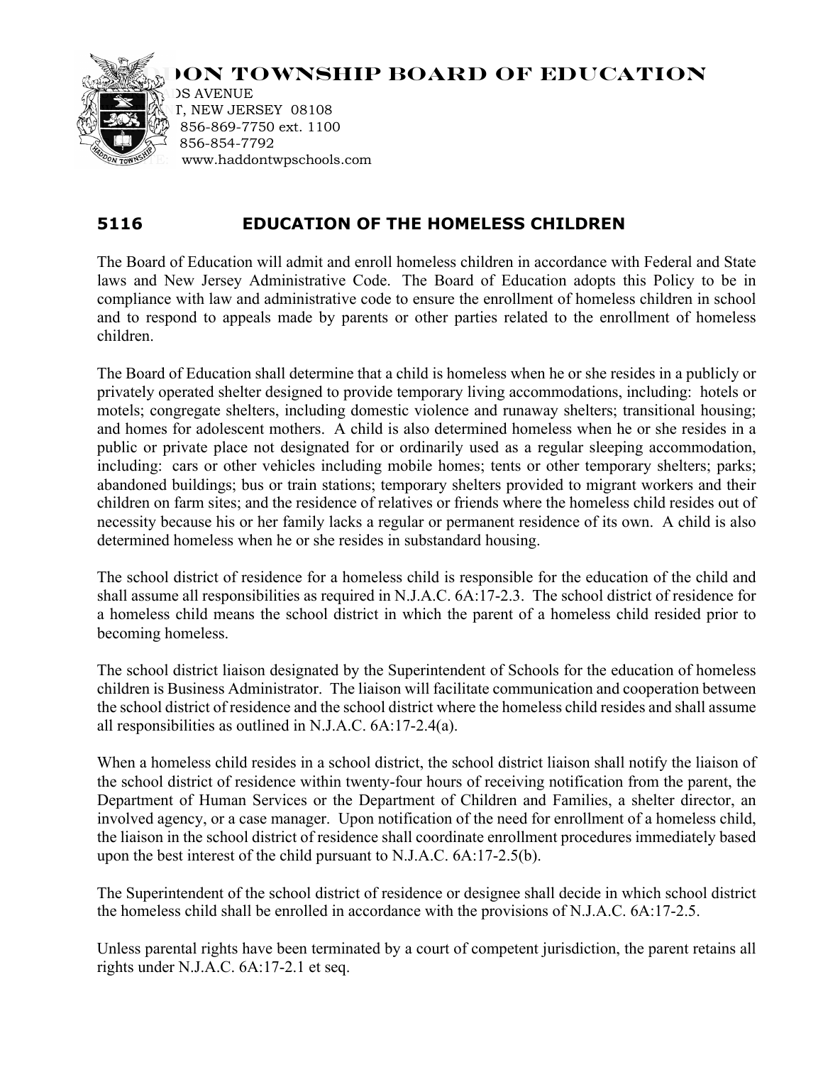# DON TOWNSHIP BOARD OF EDUCATION

)S AVENUE
T, NEW JERSEY 08108
856-869-7750 ext. 1100
856-854-7792
www.haddontwpschools.com

## 5116 EDUCATION OF THE HOMELESS CHILDREN

The Board of Education will admit and enroll homeless children in accordance with Federal and State laws and New Jersey Administrative Code. The Board of Education adopts this Policy to be in compliance with law and administrative code to ensure the enrollment of homeless children in school and to respond to appeals made by parents or other parties related to the enrollment of homeless children.

The Board of Education shall determine that a child is homeless when he or she resides in a publicly or privately operated shelter designed to provide temporary living accommodations, including: hotels or motels; congregate shelters, including domestic violence and runaway shelters; transitional housing; and homes for adolescent mothers. A child is also determined homeless when he or she resides in a public or private place not designated for or ordinarily used as a regular sleeping accommodation, including: cars or other vehicles including mobile homes; tents or other temporary shelters; parks; abandoned buildings; bus or train stations; temporary shelters provided to migrant workers and their children on farm sites; and the residence of relatives or friends where the homeless child resides out of necessity because his or her family lacks a regular or permanent residence of its own. A child is also determined homeless when he or she resides in substandard housing.

The school district of residence for a homeless child is responsible for the education of the child and shall assume all responsibilities as required in N.J.A.C. 6A:17-2.3. The school district of residence for a homeless child means the school district in which the parent of a homeless child resided prior to becoming homeless.

The school district liaison designated by the Superintendent of Schools for the education of homeless children is Business Administrator. The liaison will facilitate communication and cooperation between the school district of residence and the school district where the homeless child resides and shall assume all responsibilities as outlined in N.J.A.C. 6A:17-2.4(a).

When a homeless child resides in a school district, the school district liaison shall notify the liaison of the school district of residence within twenty-four hours of receiving notification from the parent, the Department of Human Services or the Department of Children and Families, a shelter director, an involved agency, or a case manager. Upon notification of the need for enrollment of a homeless child, the liaison in the school district of residence shall coordinate enrollment procedures immediately based upon the best interest of the child pursuant to N.J.A.C. 6A:17-2.5(b).

The Superintendent of the school district of residence or designee shall decide in which school district the homeless child shall be enrolled in accordance with the provisions of N.J.A.C. 6A:17-2.5.

Unless parental rights have been terminated by a court of competent jurisdiction, the parent retains all rights under N.J.A.C. 6A:17-2.1 et seq.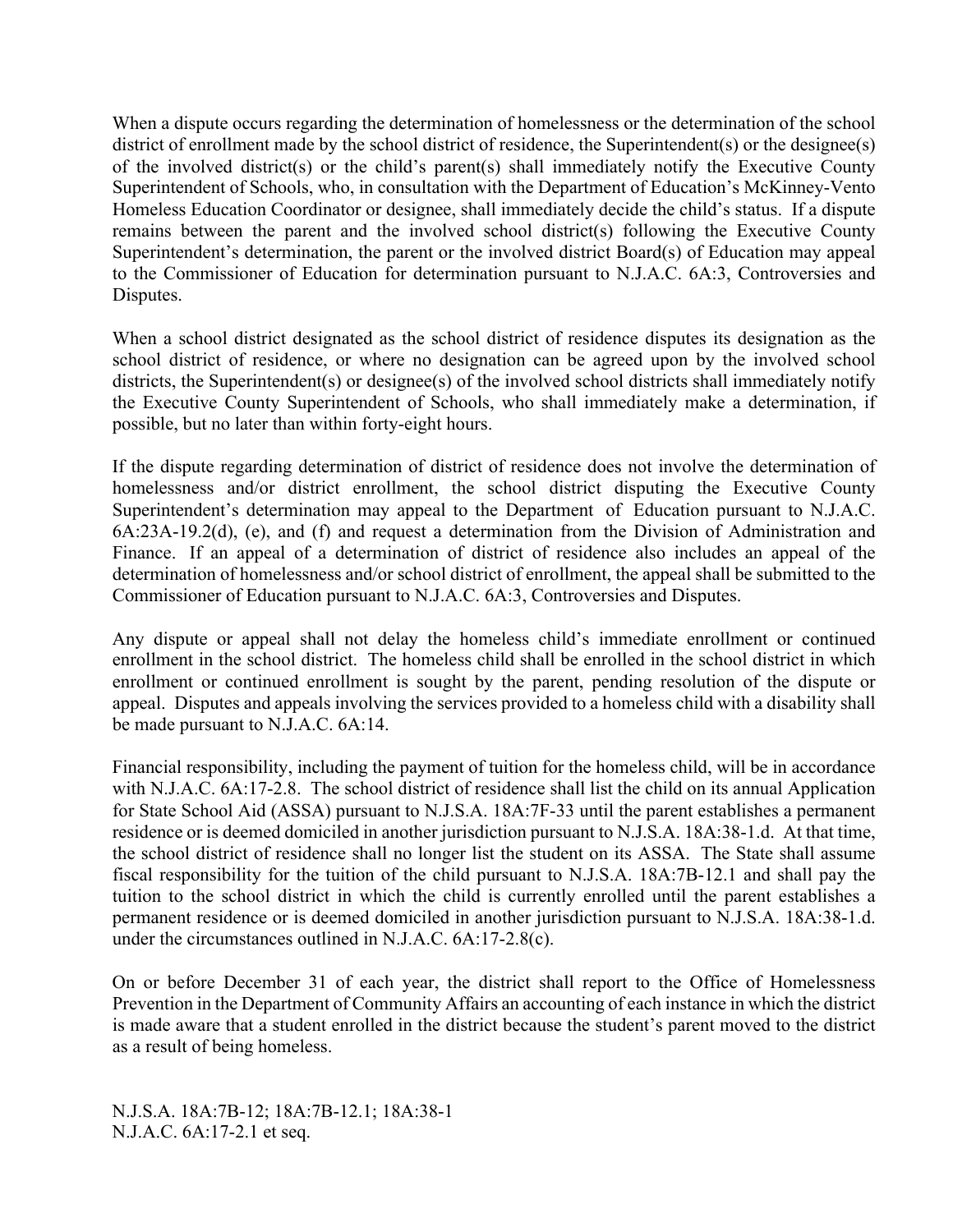When a dispute occurs regarding the determination of homelessness or the determination of the school district of enrollment made by the school district of residence, the Superintendent(s) or the designee(s) of the involved district(s) or the child's parent(s) shall immediately notify the Executive County Superintendent of Schools, who, in consultation with the Department of Education's McKinney-Vento Homeless Education Coordinator or designee, shall immediately decide the child's status. If a dispute remains between the parent and the involved school district(s) following the Executive County Superintendent's determination, the parent or the involved district Board(s) of Education may appeal to the Commissioner of Education for determination pursuant to N.J.A.C. 6A:3, Controversies and Disputes.

When a school district designated as the school district of residence disputes its designation as the school district of residence, or where no designation can be agreed upon by the involved school districts, the Superintendent(s) or designee(s) of the involved school districts shall immediately notify the Executive County Superintendent of Schools, who shall immediately make a determination, if possible, but no later than within forty-eight hours.

If the dispute regarding determination of district of residence does not involve the determination of homelessness and/or district enrollment, the school district disputing the Executive County Superintendent's determination may appeal to the Department of Education pursuant to N.J.A.C. 6A:23A-19.2(d), (e), and (f) and request a determination from the Division of Administration and Finance. If an appeal of a determination of district of residence also includes an appeal of the determination of homelessness and/or school district of enrollment, the appeal shall be submitted to the Commissioner of Education pursuant to N.J.A.C. 6A:3, Controversies and Disputes.

Any dispute or appeal shall not delay the homeless child's immediate enrollment or continued enrollment in the school district. The homeless child shall be enrolled in the school district in which enrollment or continued enrollment is sought by the parent, pending resolution of the dispute or appeal. Disputes and appeals involving the services provided to a homeless child with a disability shall be made pursuant to N.J.A.C. 6A:14.

Financial responsibility, including the payment of tuition for the homeless child, will be in accordance with N.J.A.C. 6A:17-2.8. The school district of residence shall list the child on its annual Application for State School Aid (ASSA) pursuant to N.J.S.A. 18A:7F-33 until the parent establishes a permanent residence or is deemed domiciled in another jurisdiction pursuant to N.J.S.A. 18A:38-1.d. At that time, the school district of residence shall no longer list the student on its ASSA. The State shall assume fiscal responsibility for the tuition of the child pursuant to N.J.S.A. 18A:7B-12.1 and shall pay the tuition to the school district in which the child is currently enrolled until the parent establishes a permanent residence or is deemed domiciled in another jurisdiction pursuant to N.J.S.A. 18A:38-1.d. under the circumstances outlined in N.J.A.C. 6A:17-2.8(c).

On or before December 31 of each year, the district shall report to the Office of Homelessness Prevention in the Department of Community Affairs an accounting of each instance in which the district is made aware that a student enrolled in the district because the student's parent moved to the district as a result of being homeless.

N.J.S.A. 18A:7B-12; 18A:7B-12.1; 18A:38-1
N.J.A.C. 6A:17-2.1 et seq.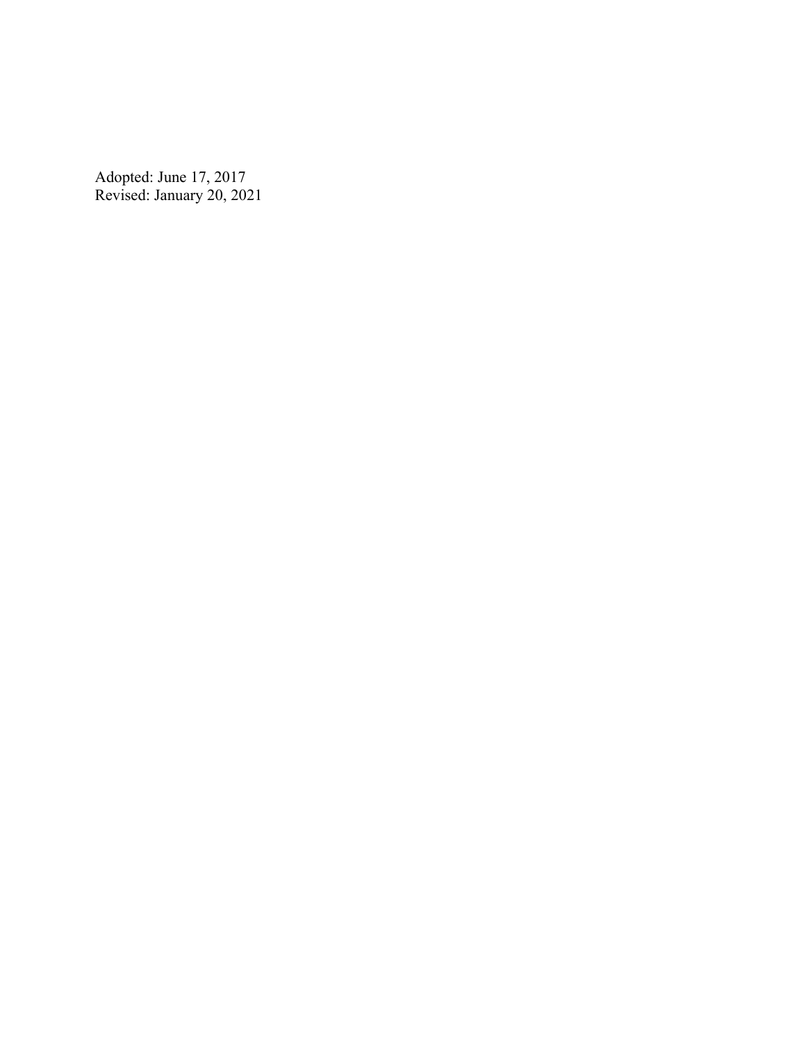Adopted: June 17, 2017
Revised: January 20, 2021